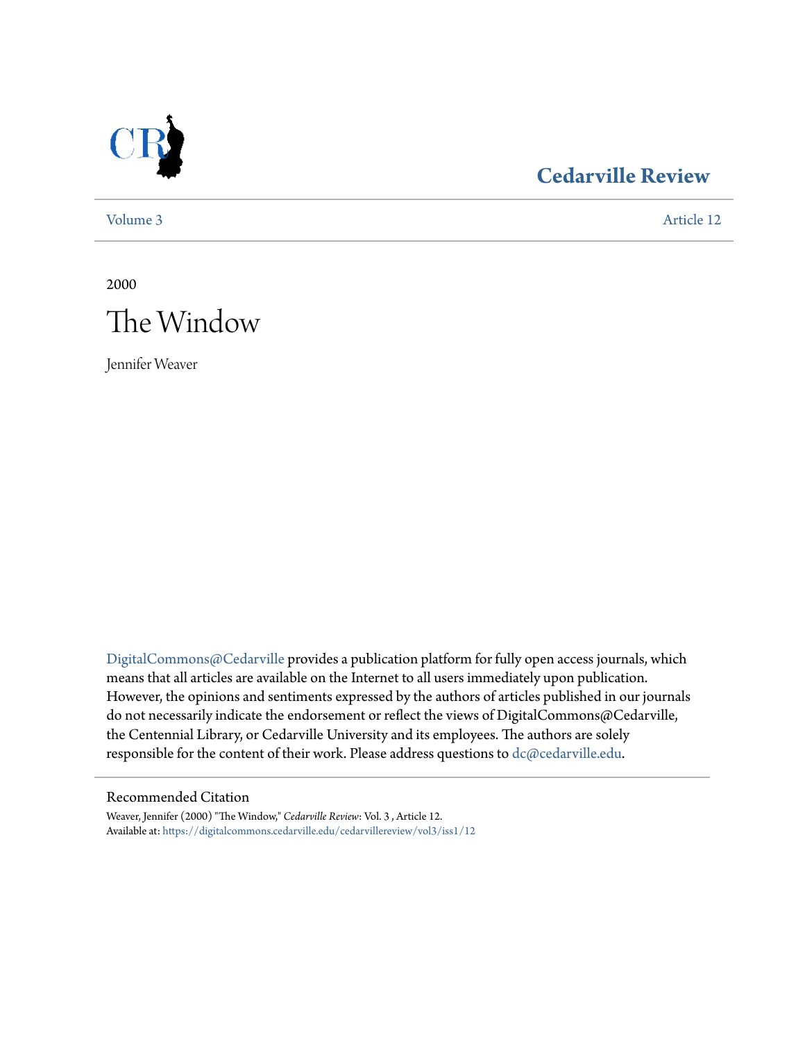Cedarville Review

Volume 3 Article 12

2000

# The Window

Jennifer Weaver

DigitalCommons@Cedarville provides a publication platform for fully open access journals, which means that all articles are available on the Internet to all users immediately upon publication. However, the opinions and sentiments expressed by the authors of articles published in our journals do not necessarily indicate the endorsement or reflect the views of DigitalCommons@Cedarville, the Centennial Library, or Cedarville University and its employees. The authors are solely responsible for the content of their work. Please address questions to dc@cedarville.edu.

## Recommended Citation

Weaver, Jennifer (2000) "The Window," *Cedarville Review*: Vol. 3 , Article 12.
Available at: https://digitalcommons.cedarville.edu/cedarvillereview/vol3/iss1/12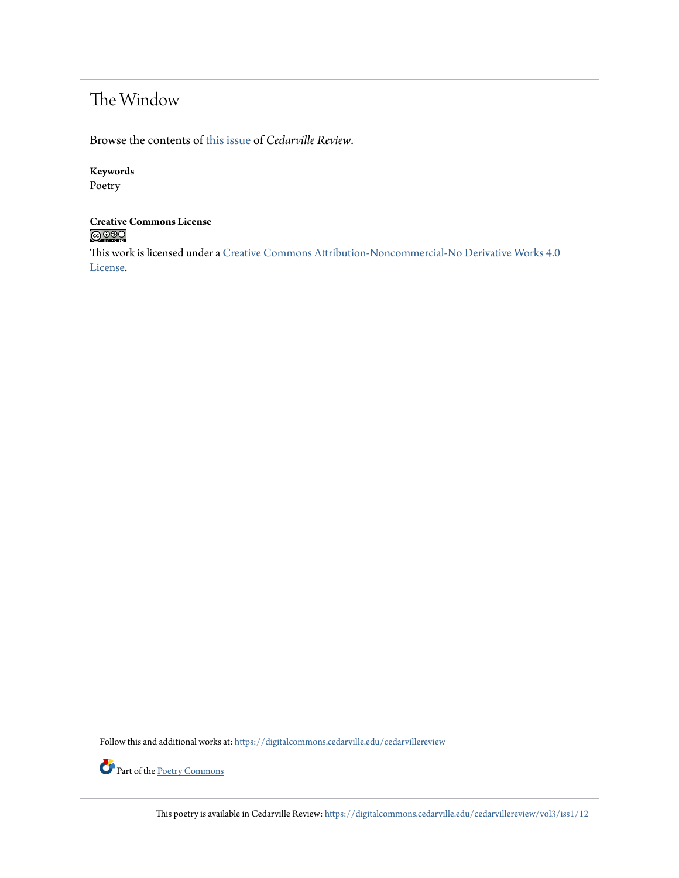# The Window

Browse the contents of this issue of *Cedarville Review*.

**Keywords**
Poetry

**Creative Commons License**

This work is licensed under a Creative Commons Attribution-Noncommercial-No Derivative Works 4.0 License.

Follow this and additional works at: https://digitalcommons.cedarville.edu/cedarvillereview

Part of the Poetry Commons

This poetry is available in Cedarville Review: https://digitalcommons.cedarville.edu/cedarvillereview/vol3/iss1/12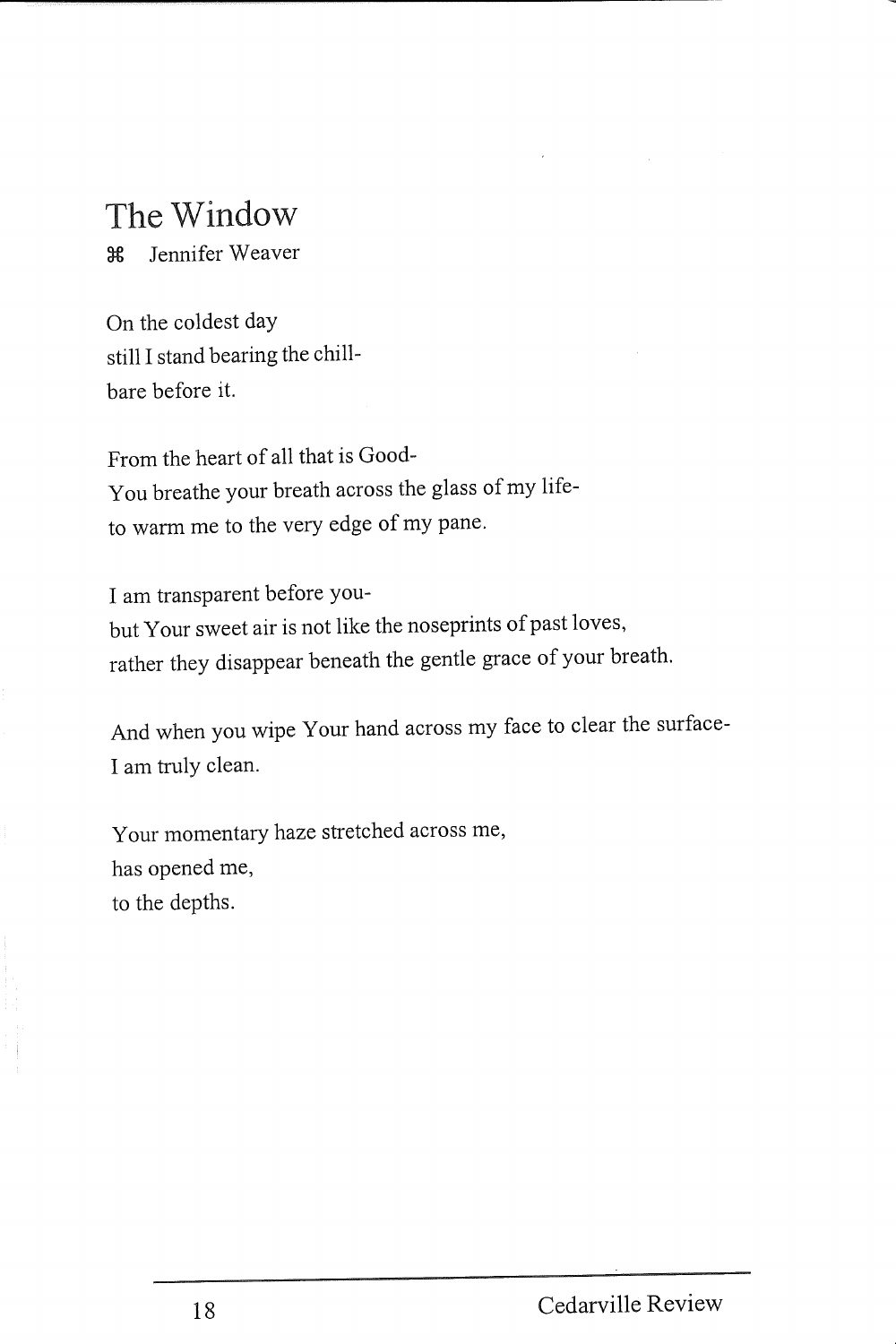# The Window

⌘ Jennifer Weaver

On the coldest day  
still I stand bearing the chill-  
bare before it.

From the heart of all that is Good-  
You breathe your breath across the glass of my life-  
to warm me to the very edge of my pane.

I am transparent before you-  
but Your sweet air is not like the noseprints of past loves,  
rather they disappear beneath the gentle grace of your breath.

And when you wipe Your hand across my face to clear the surface-  
I am truly clean.

Your momentary haze stretched across me,  
has opened me,  
to the depths.